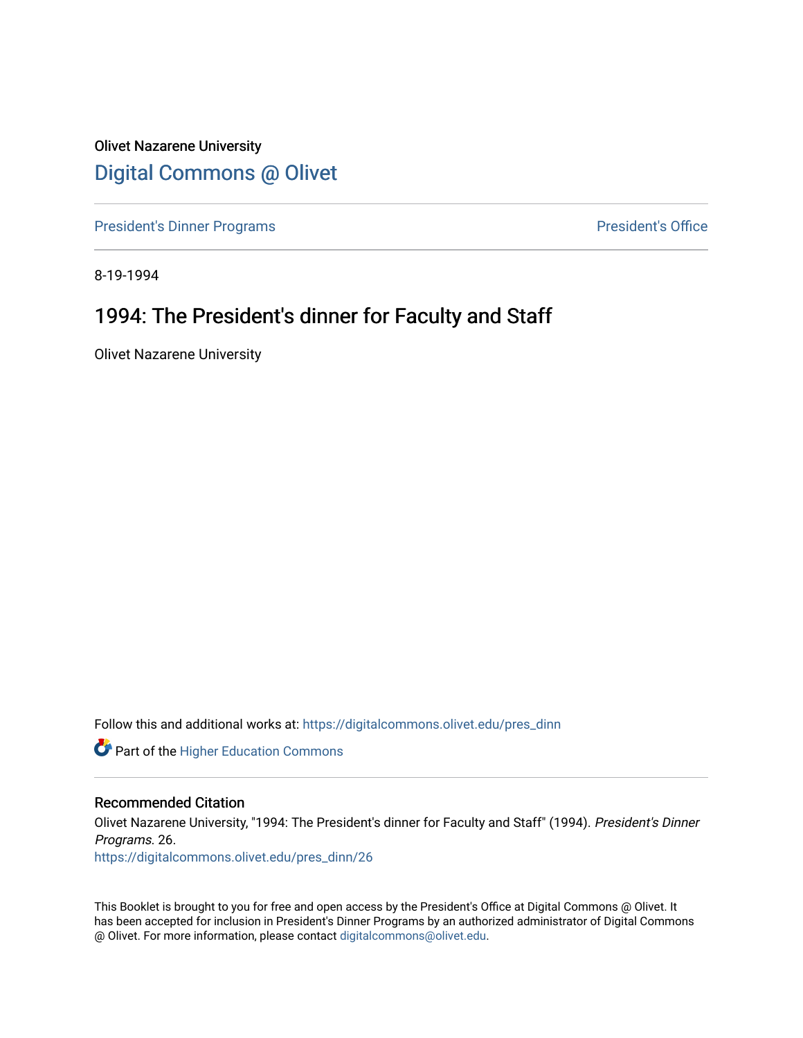Olivet Nazarene University

## Digital Commons @ Olivet

President's Dinner Programs | President's Office

8-19-1994

# 1994: The President's dinner for Faculty and Staff

Olivet Nazarene University

Follow this and additional works at: https://digitalcommons.olivet.edu/pres_dinn

Part of the Higher Education Commons

### Recommended Citation

Olivet Nazarene University, "1994: The President's dinner for Faculty and Staff" (1994). *President's Dinner Programs*. 26.
https://digitalcommons.olivet.edu/pres_dinn/26

This Booklet is brought to you for free and open access by the President's Office at Digital Commons @ Olivet. It has been accepted for inclusion in President's Dinner Programs by an authorized administrator of Digital Commons @ Olivet. For more information, please contact digitalcommons@olivet.edu.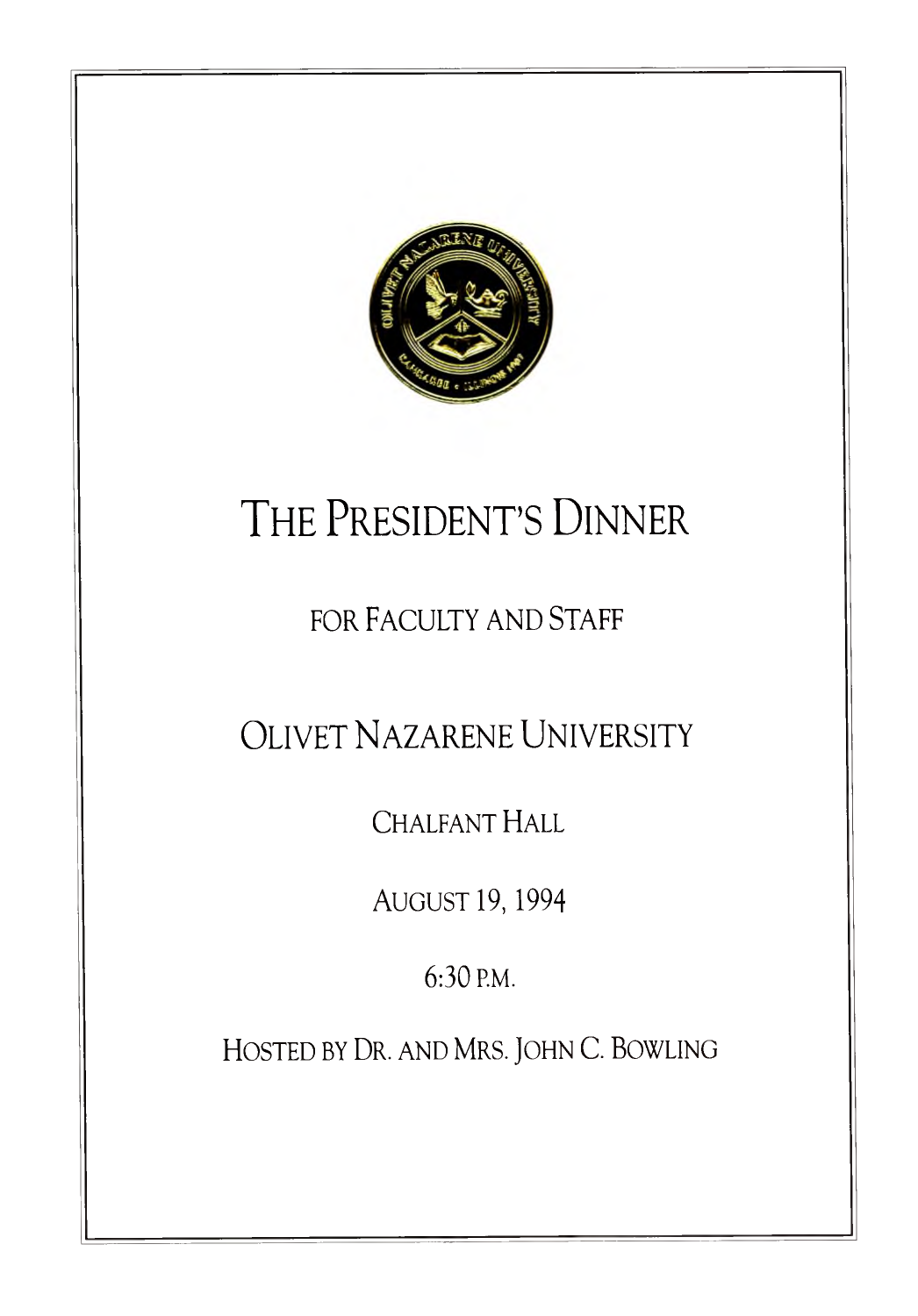# THE PRESIDENT'S DINNER

FOR FACULTY AND STAFF

## OLIVET NAZARENE UNIVERSITY

CHALFANT HALL

AUGUST 19, 1994

6:30 P.M.

HOSTED BY DR. AND MRS. JOHN C. BOWLING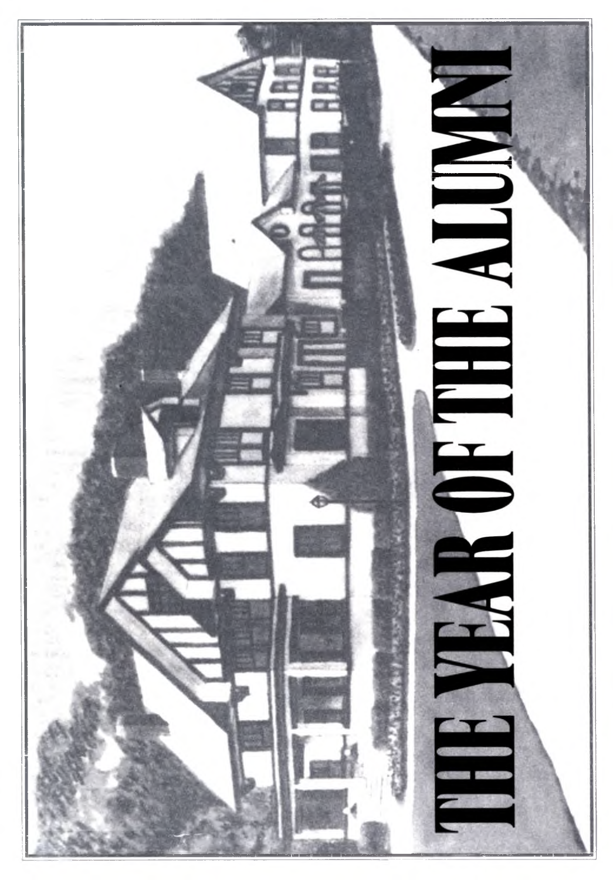# THE YEAR OF THE ALUMNI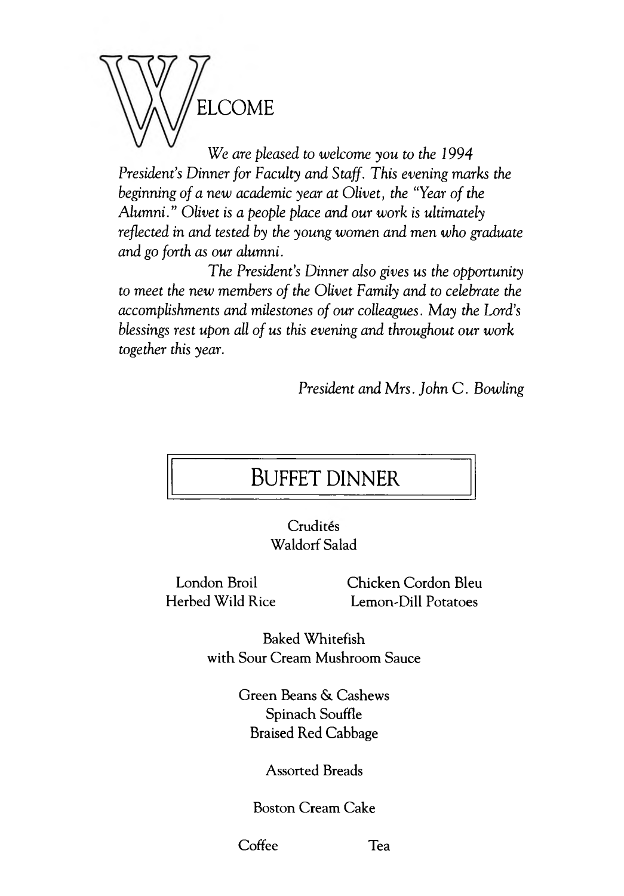# WELCOME

*We are pleased to welcome you to the 1994 President's Dinner for Faculty and Staff. This evening marks the beginning of a new academic year at Olivet, the "Year of the Alumni." Olivet is a people place and our work is ultimately reflected in and tested by the young women and men who graduate and go forth as our alumni.*

*The President's Dinner also gives us the opportunity to meet the new members of the Olivet Family and to celebrate the accomplishments and milestones of our colleagues. May the Lord's blessings rest upon all of us this evening and throughout our work together this year.*

*President and Mrs. John C. Bowling*

## BUFFET DINNER

Crudités
Waldorf Salad

London Broil
Herbed Wild Rice

Chicken Cordon Bleu
Lemon-Dill Potatoes

Baked Whitefish
with Sour Cream Mushroom Sauce

Green Beans & Cashews
Spinach Souffle
Braised Red Cabbage

Assorted Breads

Boston Cream Cake

Coffee Tea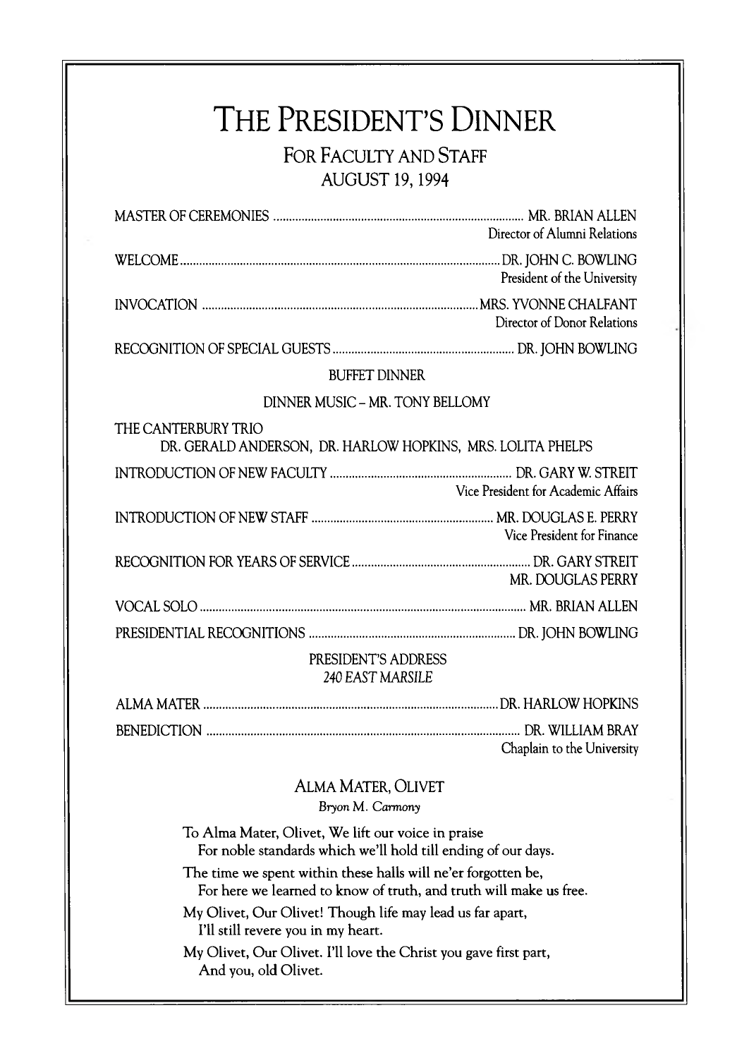# The President's Dinner

## For Faculty and Staff
## August 19, 1994

MASTER OF CEREMONIES .......... MR. BRIAN ALLEN
Director of Alumni Relations

WELCOME .......... DR. JOHN C. BOWLING
President of the University

INVOCATION .......... MRS. YVONNE CHALFANT
Director of Donor Relations

RECOGNITION OF SPECIAL GUESTS .......... DR. JOHN BOWLING

BUFFET DINNER

DINNER MUSIC – MR. TONY BELLOMY

THE CANTERBURY TRIO
DR. GERALD ANDERSON, DR. HARLOW HOPKINS, MRS. LOLITA PHELPS

INTRODUCTION OF NEW FACULTY .......... DR. GARY W. STREIT
Vice President for Academic Affairs

INTRODUCTION OF NEW STAFF .......... MR. DOUGLAS E. PERRY
Vice President for Finance

RECOGNITION FOR YEARS OF SERVICE .......... DR. GARY STREIT
MR. DOUGLAS PERRY

VOCAL SOLO .......... MR. BRIAN ALLEN

PRESIDENTIAL RECOGNITIONS .......... DR. JOHN BOWLING

PRESIDENT'S ADDRESS
*240 EAST MARSILE*

ALMA MATER .......... DR. HARLOW HOPKINS

BENEDICTION .......... DR. WILLIAM BRAY
Chaplain to the University

### Alma Mater, Olivet

*Bryon M. Carmony*

To Alma Mater, Olivet, We lift our voice in praise
For noble standards which we'll hold till ending of our days.

The time we spent within these halls will ne'er forgotten be,
For here we learned to know of truth, and truth will make us free.

My Olivet, Our Olivet! Though life may lead us far apart,
I'll still revere you in my heart.

My Olivet, Our Olivet. I'll love the Christ you gave first part,
And you, old Olivet.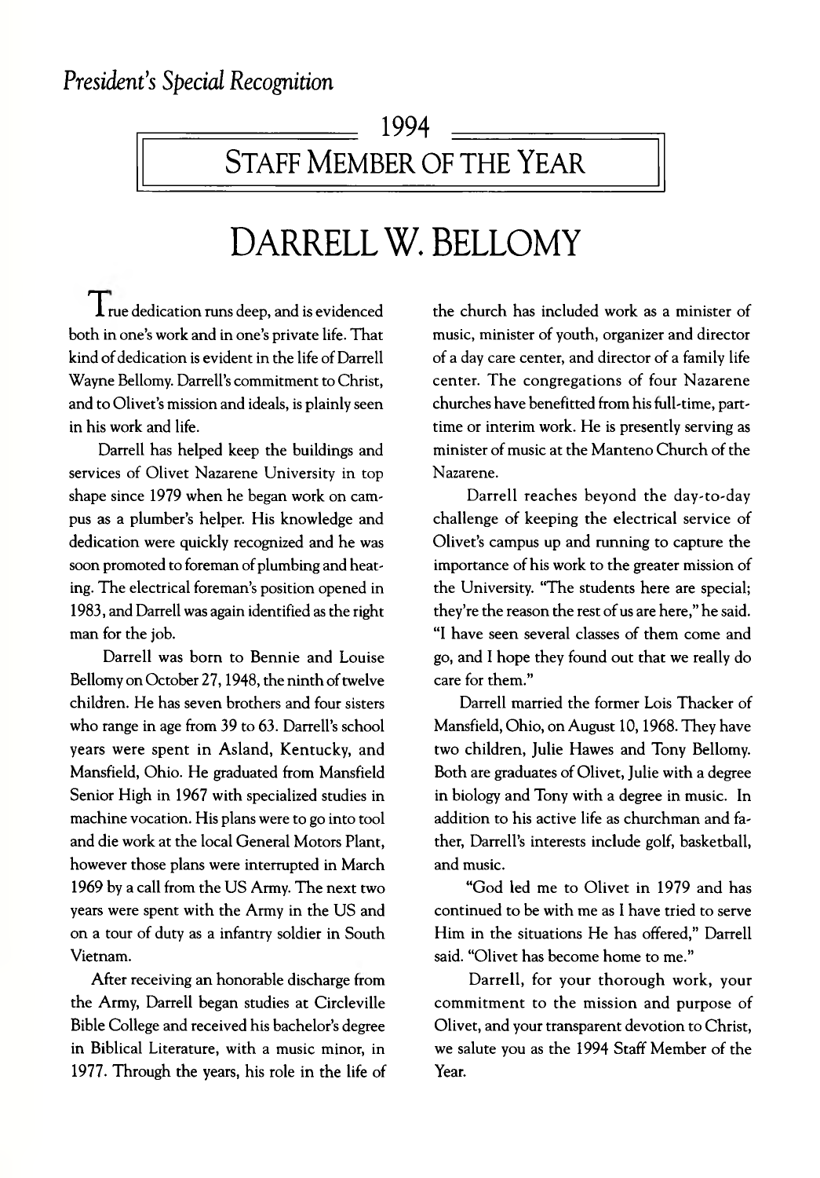*President's Special Recognition*

## 1994

## STAFF MEMBER OF THE YEAR

# DARRELL W. BELLOMY

True dedication runs deep, and is evidenced both in one's work and in one's private life. That kind of dedication is evident in the life of Darrell Wayne Bellomy. Darrell's commitment to Christ, and to Olivet's mission and ideals, is plainly seen in his work and life.

Darrell has helped keep the buildings and services of Olivet Nazarene University in top shape since 1979 when he began work on campus as a plumber's helper. His knowledge and dedication were quickly recognized and he was soon promoted to foreman of plumbing and heating. The electrical foreman's position opened in 1983, and Darrell was again identified as the right man for the job.

Darrell was born to Bennie and Louise Bellomy on October 27, 1948, the ninth of twelve children. He has seven brothers and four sisters who range in age from 39 to 63. Darrell's school years were spent in Asland, Kentucky, and Mansfield, Ohio. He graduated from Mansfield Senior High in 1967 with specialized studies in machine vocation. His plans were to go into tool and die work at the local General Motors Plant, however those plans were interrupted in March 1969 by a call from the US Army. The next two years were spent with the Army in the US and on a tour of duty as a infantry soldier in South Vietnam.

After receiving an honorable discharge from the Army, Darrell began studies at Circleville Bible College and received his bachelor's degree in Biblical Literature, with a music minor, in 1977. Through the years, his role in the life of the church has included work as a minister of music, minister of youth, organizer and director of a day care center, and director of a family life center. The congregations of four Nazarene churches have benefitted from his full-time, part-time or interim work. He is presently serving as minister of music at the Manteno Church of the Nazarene.

Darrell reaches beyond the day-to-day challenge of keeping the electrical service of Olivet's campus up and running to capture the importance of his work to the greater mission of the University. "The students here are special; they're the reason the rest of us are here," he said. "I have seen several classes of them come and go, and I hope they found out that we really do care for them."

Darrell married the former Lois Thacker of Mansfield, Ohio, on August 10, 1968. They have two children, Julie Hawes and Tony Bellomy. Both are graduates of Olivet, Julie with a degree in biology and Tony with a degree in music. In addition to his active life as churchman and father, Darrell's interests include golf, basketball, and music.

"God led me to Olivet in 1979 and has continued to be with me as I have tried to serve Him in the situations He has offered," Darrell said. "Olivet has become home to me."

Darrell, for your thorough work, your commitment to the mission and purpose of Olivet, and your transparent devotion to Christ, we salute you as the 1994 Staff Member of the Year.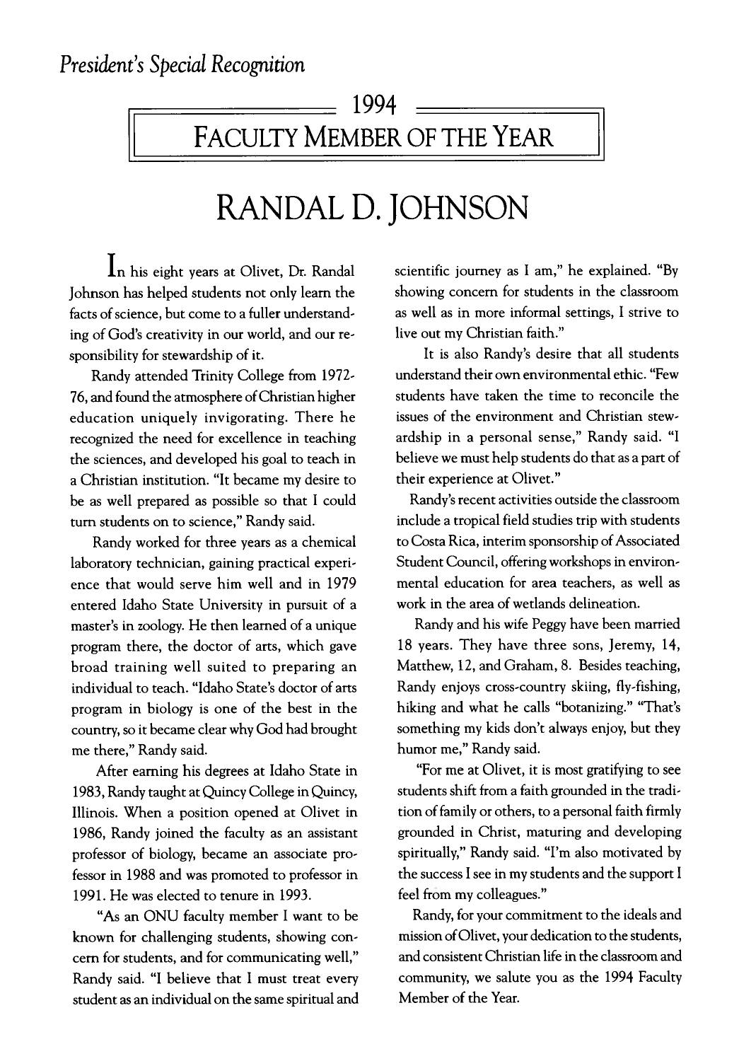*President's Special Recognition*

## 1994
## FACULTY MEMBER OF THE YEAR

# RANDAL D. JOHNSON

In his eight years at Olivet, Dr. Randal Johnson has helped students not only learn the facts of science, but come to a fuller understanding of God's creativity in our world, and our responsibility for stewardship of it.

Randy attended Trinity College from 1972-76, and found the atmosphere of Christian higher education uniquely invigorating. There he recognized the need for excellence in teaching the sciences, and developed his goal to teach in a Christian institution. "It became my desire to be as well prepared as possible so that I could turn students on to science," Randy said.

Randy worked for three years as a chemical laboratory technician, gaining practical experience that would serve him well and in 1979 entered Idaho State University in pursuit of a master's in zoology. He then learned of a unique program there, the doctor of arts, which gave broad training well suited to preparing an individual to teach. "Idaho State's doctor of arts program in biology is one of the best in the country, so it became clear why God had brought me there," Randy said.

After earning his degrees at Idaho State in 1983, Randy taught at Quincy College in Quincy, Illinois. When a position opened at Olivet in 1986, Randy joined the faculty as an assistant professor of biology, became an associate professor in 1988 and was promoted to professor in 1991. He was elected to tenure in 1993.

"As an ONU faculty member I want to be known for challenging students, showing concern for students, and for communicating well," Randy said. "I believe that I must treat every student as an individual on the same spiritual and scientific journey as I am," he explained. "By showing concern for students in the classroom as well as in more informal settings, I strive to live out my Christian faith."

It is also Randy's desire that all students understand their own environmental ethic. "Few students have taken the time to reconcile the issues of the environment and Christian stewardship in a personal sense," Randy said. "I believe we must help students do that as a part of their experience at Olivet."

Randy's recent activities outside the classroom include a tropical field studies trip with students to Costa Rica, interim sponsorship of Associated Student Council, offering workshops in environmental education for area teachers, as well as work in the area of wetlands delineation.

Randy and his wife Peggy have been married 18 years. They have three sons, Jeremy, 14, Matthew, 12, and Graham, 8. Besides teaching, Randy enjoys cross-country skiing, fly-fishing, hiking and what he calls "botanizing." "That's something my kids don't always enjoy, but they humor me," Randy said.

"For me at Olivet, it is most gratifying to see students shift from a faith grounded in the tradition of family or others, to a personal faith firmly grounded in Christ, maturing and developing spiritually," Randy said. "I'm also motivated by the success I see in my students and the support I feel from my colleagues."

Randy, for your commitment to the ideals and mission of Olivet, your dedication to the students, and consistent Christian life in the classroom and community, we salute you as the 1994 Faculty Member of the Year.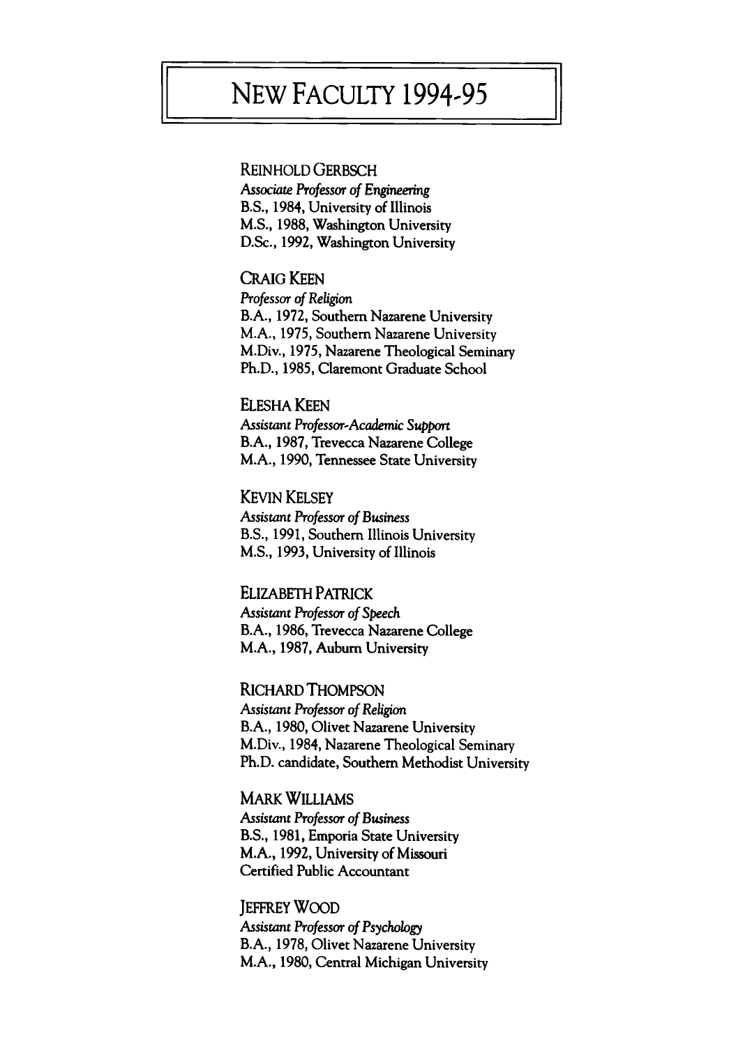# NEW FACULTY 1994-95

REINHOLD GERBSCH
*Associate Professor of Engineering*
B.S., 1984, University of Illinois
M.S., 1988, Washington University
D.Sc., 1992, Washington University

CRAIG KEEN
*Professor of Religion*
B.A., 1972, Southern Nazarene University
M.A., 1975, Southern Nazarene University
M.Div., 1975, Nazarene Theological Seminary
Ph.D., 1985, Claremont Graduate School

ELESHA KEEN
*Assistant Professor-Academic Support*
B.A., 1987, Trevecca Nazarene College
M.A., 1990, Tennessee State University

KEVIN KELSEY
*Assistant Professor of Business*
B.S., 1991, Southern Illinois University
M.S., 1993, University of Illinois

ELIZABETH PATRICK
*Assistant Professor of Speech*
B.A., 1986, Trevecca Nazarene College
M.A., 1987, Auburn University

RICHARD THOMPSON
*Assistant Professor of Religion*
B.A., 1980, Olivet Nazarene University
M.Div., 1984, Nazarene Theological Seminary
Ph.D. candidate, Southern Methodist University

MARK WILLIAMS
*Assistant Professor of Business*
B.S., 1981, Emporia State University
M.A., 1992, University of Missouri
Certified Public Accountant

JEFFREY WOOD
*Assistant Professor of Psychology*
B.A., 1978, Olivet Nazarene University
M.A., 1980, Central Michigan University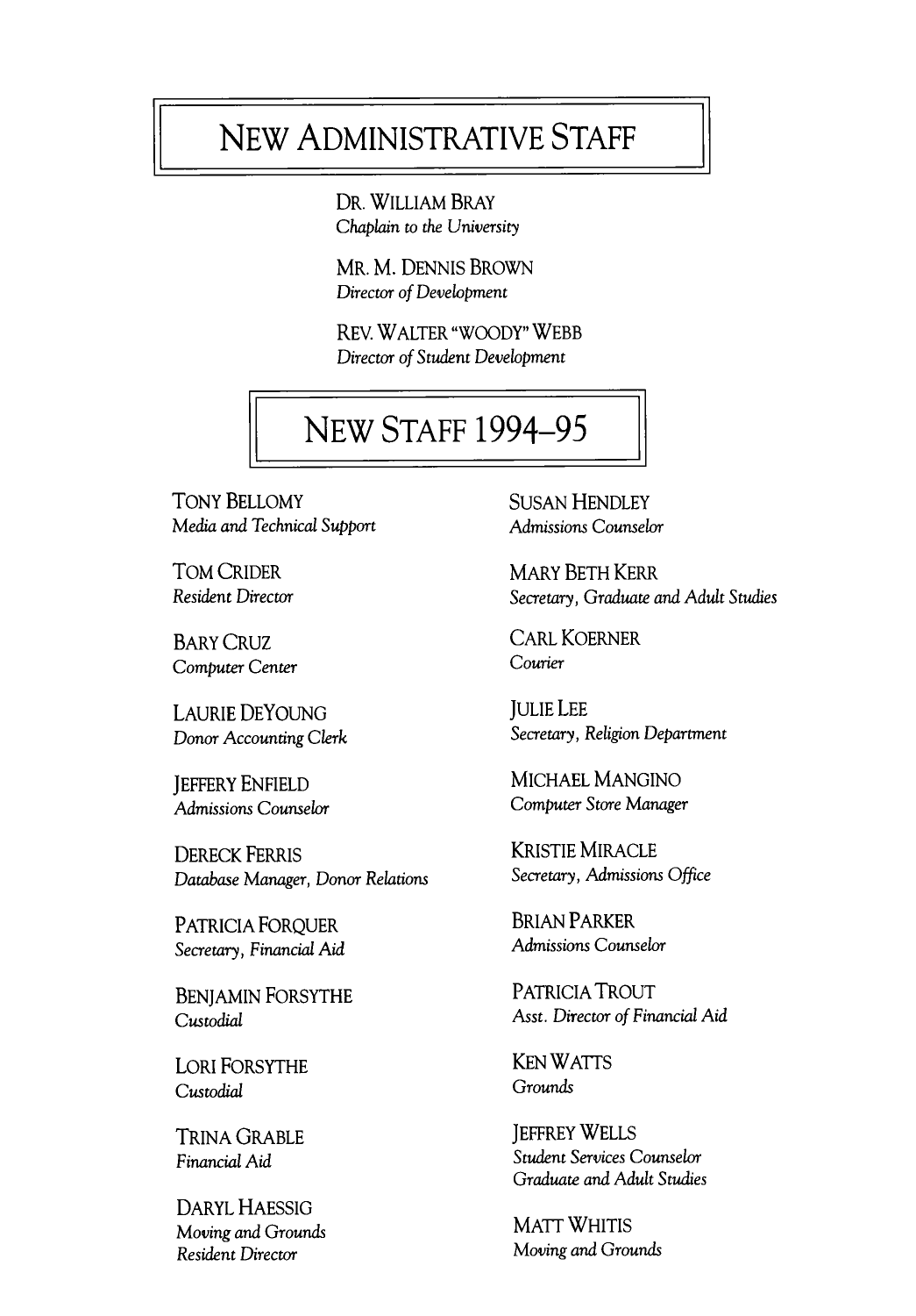## New Administrative Staff

Dr. William Bray
*Chaplain to the University*

Mr. M. Dennis Brown
*Director of Development*

Rev. Walter "Woody" Webb
*Director of Student Development*

## New Staff 1994–95

Tony Bellomy
*Media and Technical Support*

Tom Crider
*Resident Director*

Bary Cruz
*Computer Center*

Laurie DeYoung
*Donor Accounting Clerk*

Jeffery Enfield
*Admissions Counselor*

Dereck Ferris
*Database Manager, Donor Relations*

Patricia Forquer
*Secretary, Financial Aid*

Benjamin Forsythe
*Custodial*

Lori Forsythe
*Custodial*

Trina Grable
*Financial Aid*

Daryl Haessig
*Moving and Grounds*
*Resident Director*

Susan Hendley
*Admissions Counselor*

Mary Beth Kerr
*Secretary, Graduate and Adult Studies*

Carl Koerner
*Courier*

Julie Lee
*Secretary, Religion Department*

Michael Mangino
*Computer Store Manager*

Kristie Miracle
*Secretary, Admissions Office*

Brian Parker
*Admissions Counselor*

Patricia Trout
*Asst. Director of Financial Aid*

Ken Watts
*Grounds*

Jeffrey Wells
*Student Services Counselor*
*Graduate and Adult Studies*

Matt Whitis
*Moving and Grounds*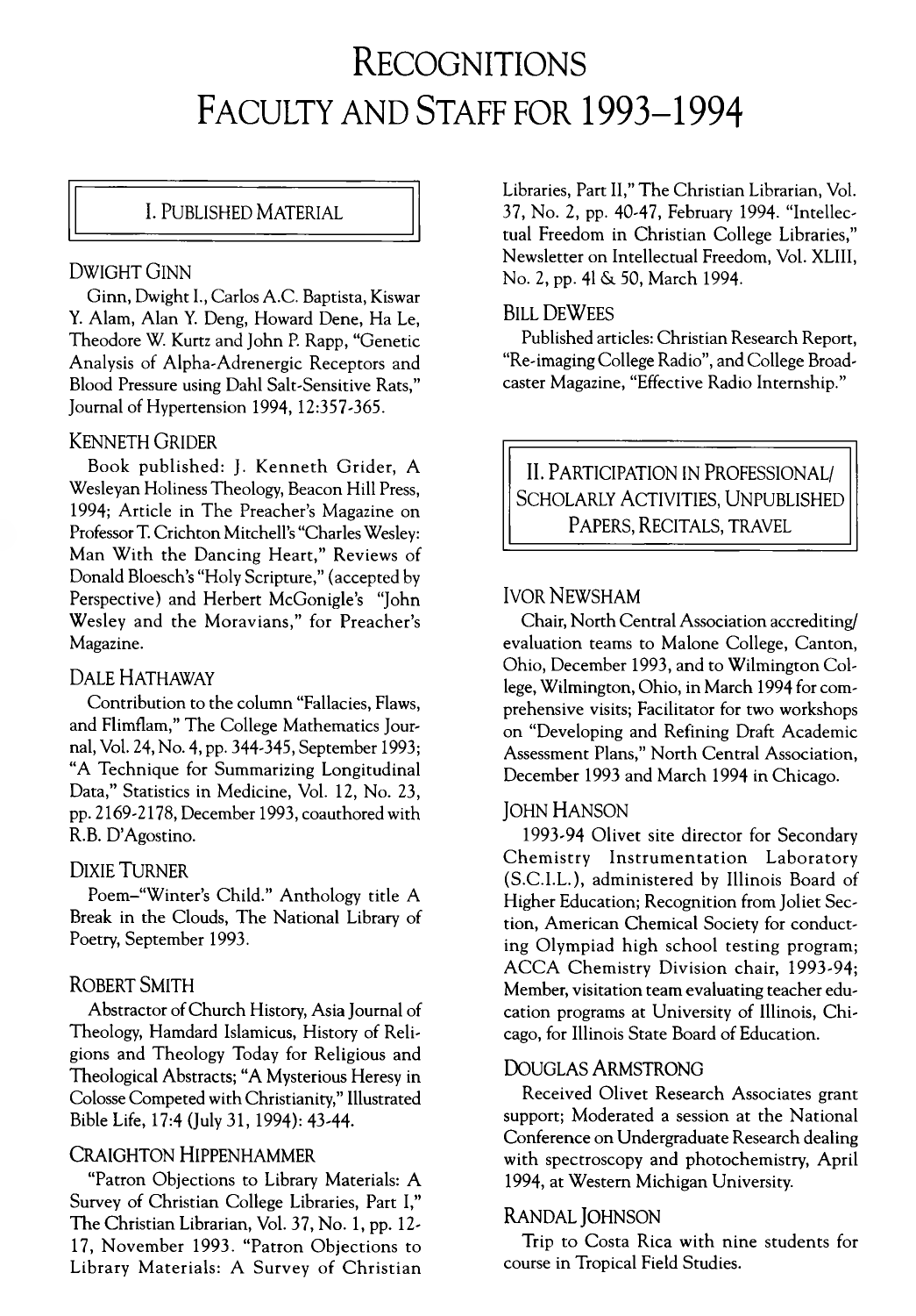# Recognitions Faculty and Staff for 1993–1994

## I. Published Material

### Dwight Ginn

Ginn, Dwight I., Carlos A.C. Baptista, Kiswar Y. Alam, Alan Y. Deng, Howard Dene, Ha Le, Theodore W. Kurtz and John P. Rapp, "Genetic Analysis of Alpha-Adrenergic Receptors and Blood Pressure using Dahl Salt-Sensitive Rats," Journal of Hypertension 1994, 12:357-365.

### Kenneth Grider

Book published: J. Kenneth Grider, A Wesleyan Holiness Theology, Beacon Hill Press, 1994; Article in The Preacher's Magazine on Professor T. Crichton Mitchell's "Charles Wesley: Man With the Dancing Heart," Reviews of Donald Bloesch's "Holy Scripture," (accepted by Perspective) and Herbert McGonigle's "John Wesley and the Moravians," for Preacher's Magazine.

### Dale Hathaway

Contribution to the column "Fallacies, Flaws, and Flimflam," The College Mathematics Journal, Vol. 24, No. 4, pp. 344-345, September 1993; "A Technique for Summarizing Longitudinal Data," Statistics in Medicine, Vol. 12, No. 23, pp. 2169-2178, December 1993, coauthored with R.B. D'Agostino.

### Dixie Turner

Poem–"Winter's Child." Anthology title A Break in the Clouds, The National Library of Poetry, September 1993.

### Robert Smith

Abstractor of Church History, Asia Journal of Theology, Hamdard Islamicus, History of Religions and Theology Today for Religious and Theological Abstracts; "A Mysterious Heresy in Colosse Competed with Christianity," Illustrated Bible Life, 17:4 (July 31, 1994): 43-44.

### Craighton Hippenhammer

"Patron Objections to Library Materials: A Survey of Christian College Libraries, Part I," The Christian Librarian, Vol. 37, No. 1, pp. 12-17, November 1993. "Patron Objections to Library Materials: A Survey of Christian Libraries, Part II," The Christian Librarian, Vol. 37, No. 2, pp. 40-47, February 1994. "Intellectual Freedom in Christian College Libraries," Newsletter on Intellectual Freedom, Vol. XLIII, No. 2, pp. 41 & 50, March 1994.

### Bill DeWees

Published articles: Christian Research Report, "Re-imaging College Radio", and College Broadcaster Magazine, "Effective Radio Internship."

## II. Participation in Professional/ Scholarly Activities, Unpublished Papers, Recitals, Travel

### Ivor Newsham

Chair, North Central Association accrediting/ evaluation teams to Malone College, Canton, Ohio, December 1993, and to Wilmington College, Wilmington, Ohio, in March 1994 for comprehensive visits; Facilitator for two workshops on "Developing and Refining Draft Academic Assessment Plans," North Central Association, December 1993 and March 1994 in Chicago.

### John Hanson

1993-94 Olivet site director for Secondary Chemistry Instrumentation Laboratory (S.C.I.L.), administered by Illinois Board of Higher Education; Recognition from Joliet Section, American Chemical Society for conducting Olympiad high school testing program; ACCA Chemistry Division chair, 1993-94; Member, visitation team evaluating teacher education programs at University of Illinois, Chicago, for Illinois State Board of Education.

### Douglas Armstrong

Received Olivet Research Associates grant support; Moderated a session at the National Conference on Undergraduate Research dealing with spectroscopy and photochemistry, April 1994, at Western Michigan University.

### Randal Johnson

Trip to Costa Rica with nine students for course in Tropical Field Studies.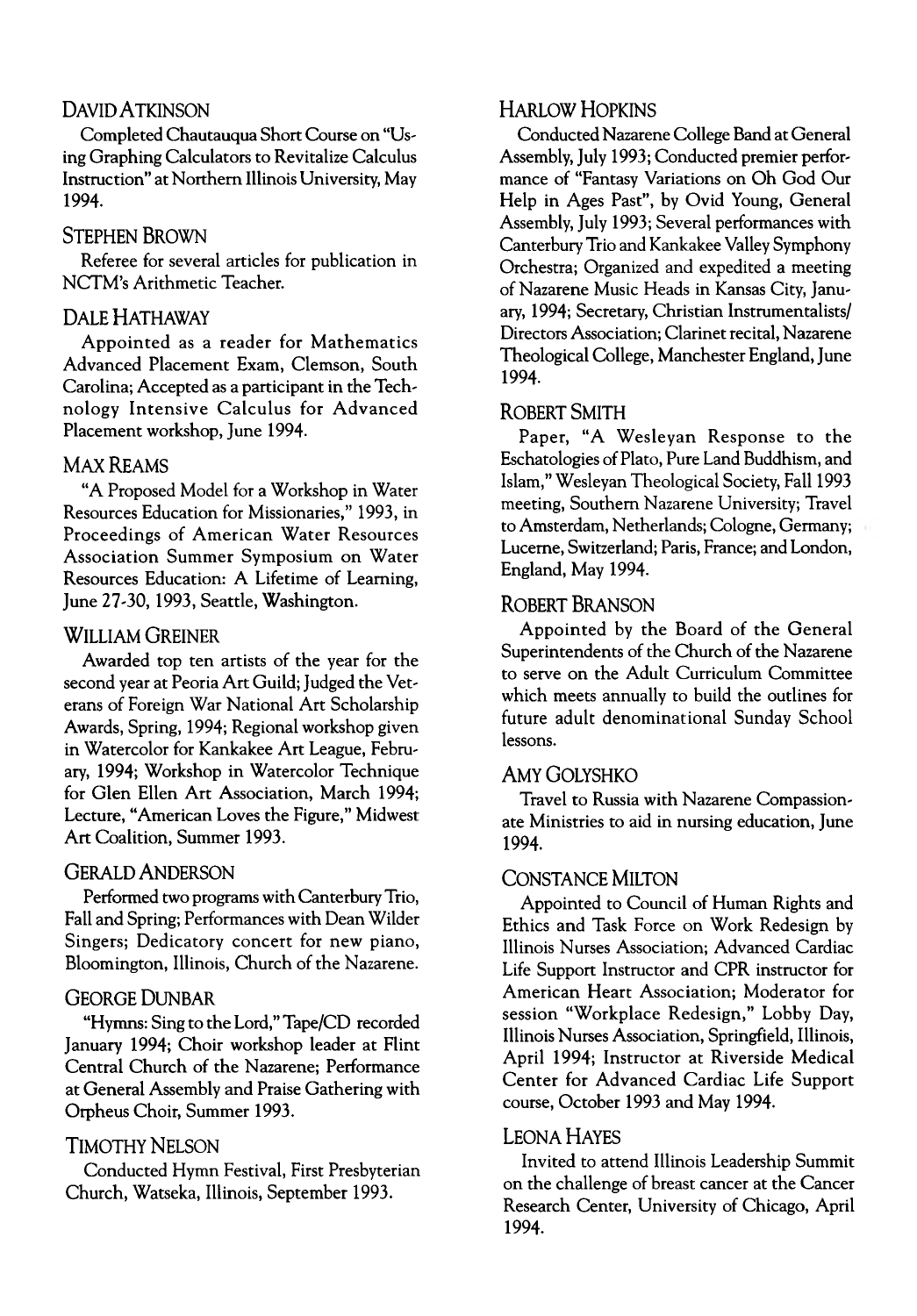### David Atkinson

Completed Chautauqua Short Course on "Using Graphing Calculators to Revitalize Calculus Instruction" at Northern Illinois University, May 1994.

### Stephen Brown

Referee for several articles for publication in NCTM's Arithmetic Teacher.

### Dale Hathaway

Appointed as a reader for Mathematics Advanced Placement Exam, Clemson, South Carolina; Accepted as a participant in the Technology Intensive Calculus for Advanced Placement workshop, June 1994.

### Max Reams

"A Proposed Model for a Workshop in Water Resources Education for Missionaries," 1993, in Proceedings of American Water Resources Association Summer Symposium on Water Resources Education: A Lifetime of Learning, June 27-30, 1993, Seattle, Washington.

### William Greiner

Awarded top ten artists of the year for the second year at Peoria Art Guild; Judged the Veterans of Foreign War National Art Scholarship Awards, Spring, 1994; Regional workshop given in Watercolor for Kankakee Art League, February, 1994; Workshop in Watercolor Technique for Glen Ellen Art Association, March 1994; Lecture, "American Loves the Figure," Midwest Art Coalition, Summer 1993.

### Gerald Anderson

Performed two programs with Canterbury Trio, Fall and Spring; Performances with Dean Wilder Singers; Dedicatory concert for new piano, Bloomington, Illinois, Church of the Nazarene.

### George Dunbar

"Hymns: Sing to the Lord," Tape/CD recorded January 1994; Choir workshop leader at Flint Central Church of the Nazarene; Performance at General Assembly and Praise Gathering with Orpheus Choir, Summer 1993.

### Timothy Nelson

Conducted Hymn Festival, First Presbyterian Church, Watseka, Illinois, September 1993.

### Harlow Hopkins

Conducted Nazarene College Band at General Assembly, July 1993; Conducted premier performance of "Fantasy Variations on Oh God Our Help in Ages Past", by Ovid Young, General Assembly, July 1993; Several performances with Canterbury Trio and Kankakee Valley Symphony Orchestra; Organized and expedited a meeting of Nazarene Music Heads in Kansas City, January, 1994; Secretary, Christian Instrumentalists/ Directors Association; Clarinet recital, Nazarene Theological College, Manchester England, June 1994.

### Robert Smith

Paper, "A Wesleyan Response to the Eschatologies of Plato, Pure Land Buddhism, and Islam," Wesleyan Theological Society, Fall 1993 meeting, Southern Nazarene University; Travel to Amsterdam, Netherlands; Cologne, Germany; Lucerne, Switzerland; Paris, France; and London, England, May 1994.

### Robert Branson

Appointed by the Board of the General Superintendents of the Church of the Nazarene to serve on the Adult Curriculum Committee which meets annually to build the outlines for future adult denominational Sunday School lessons.

### Amy Golyshko

Travel to Russia with Nazarene Compassionate Ministries to aid in nursing education, June 1994.

### Constance Milton

Appointed to Council of Human Rights and Ethics and Task Force on Work Redesign by Illinois Nurses Association; Advanced Cardiac Life Support Instructor and CPR instructor for American Heart Association; Moderator for session "Workplace Redesign," Lobby Day, Illinois Nurses Association, Springfield, Illinois, April 1994; Instructor at Riverside Medical Center for Advanced Cardiac Life Support course, October 1993 and May 1994.

### Leona Hayes

Invited to attend Illinois Leadership Summit on the challenge of breast cancer at the Cancer Research Center, University of Chicago, April 1994.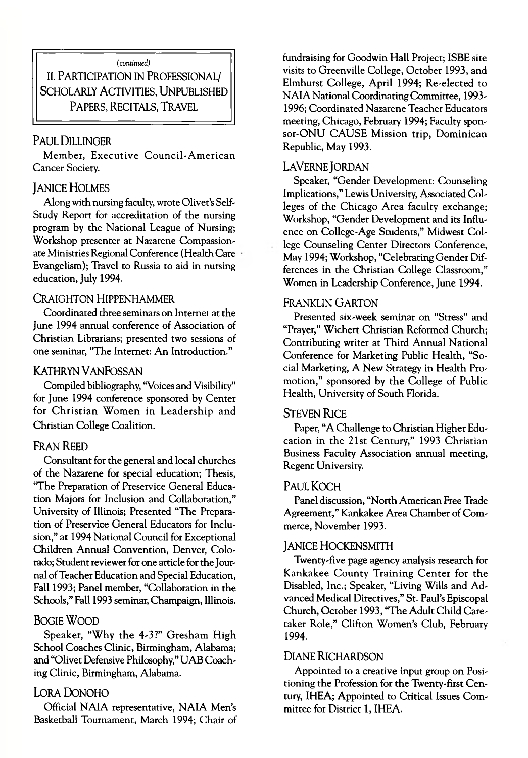*(continued)*

## II. Participation in Professional/Scholarly Activities, Unpublished Papers, Recitals, Travel

### Paul Dillinger

Member, Executive Council-American Cancer Society.

### Janice Holmes

Along with nursing faculty, wrote Olivet's Self-Study Report for accreditation of the nursing program by the National League of Nursing; Workshop presenter at Nazarene Compassionate Ministries Regional Conference (Health Care Evangelism); Travel to Russia to aid in nursing education, July 1994.

### Craighton Hippenhammer

Coordinated three seminars on Internet at the June 1994 annual conference of Association of Christian Librarians; presented two sessions of one seminar, "The Internet: An Introduction."

### Kathryn VanFossan

Compiled bibliography, "Voices and Visibility" for June 1994 conference sponsored by Center for Christian Women in Leadership and Christian College Coalition.

### Fran Reed

Consultant for the general and local churches of the Nazarene for special education; Thesis, "The Preparation of Preservice General Education Majors for Inclusion and Collaboration," University of Illinois; Presented "The Preparation of Preservice General Educators for Inclusion," at 1994 National Council for Exceptional Children Annual Convention, Denver, Colorado; Student reviewer for one article for the Journal of Teacher Education and Special Education, Fall 1993; Panel member, "Collaboration in the Schools," Fall 1993 seminar, Champaign, Illinois.

### Bogie Wood

Speaker, "Why the 4-3?" Gresham High School Coaches Clinic, Birmingham, Alabama; and "Olivet Defensive Philosophy," UAB Coaching Clinic, Birmingham, Alabama.

### Lora Donoho

Official NAIA representative, NAIA Men's Basketball Tournament, March 1994; Chair of fundraising for Goodwin Hall Project; ISBE site visits to Greenville College, October 1993, and Elmhurst College, April 1994; Re-elected to NAIA National Coordinating Committee, 1993-1996; Coordinated Nazarene Teacher Educators meeting, Chicago, February 1994; Faculty sponsor-ONU CAUSE Mission trip, Dominican Republic, May 1993.

### LaVerne Jordan

Speaker, "Gender Development: Counseling Implications," Lewis University, Associated Colleges of the Chicago Area faculty exchange; Workshop, "Gender Development and its Influence on College-Age Students," Midwest College Counseling Center Directors Conference, May 1994; Workshop, "Celebrating Gender Differences in the Christian College Classroom," Women in Leadership Conference, June 1994.

### Franklin Garton

Presented six-week seminar on "Stress" and "Prayer," Wichert Christian Reformed Church; Contributing writer at Third Annual National Conference for Marketing Public Health, "Social Marketing, A New Strategy in Health Promotion," sponsored by the College of Public Health, University of South Florida.

### Steven Rice

Paper, "A Challenge to Christian Higher Education in the 21st Century," 1993 Christian Business Faculty Association annual meeting, Regent University.

### Paul Koch

Panel discussion, "North American Free Trade Agreement," Kankakee Area Chamber of Commerce, November 1993.

### Janice Hockensmith

Twenty-five page agency analysis research for Kankakee County Training Center for the Disabled, Inc.; Speaker, "Living Wills and Advanced Medical Directives," St. Paul's Episcopal Church, October 1993, "The Adult Child Caretaker Role," Clifton Women's Club, February 1994.

### Diane Richardson

Appointed to a creative input group on Positioning the Profession for the Twenty-first Century, IHEA; Appointed to Critical Issues Committee for District 1, IHEA.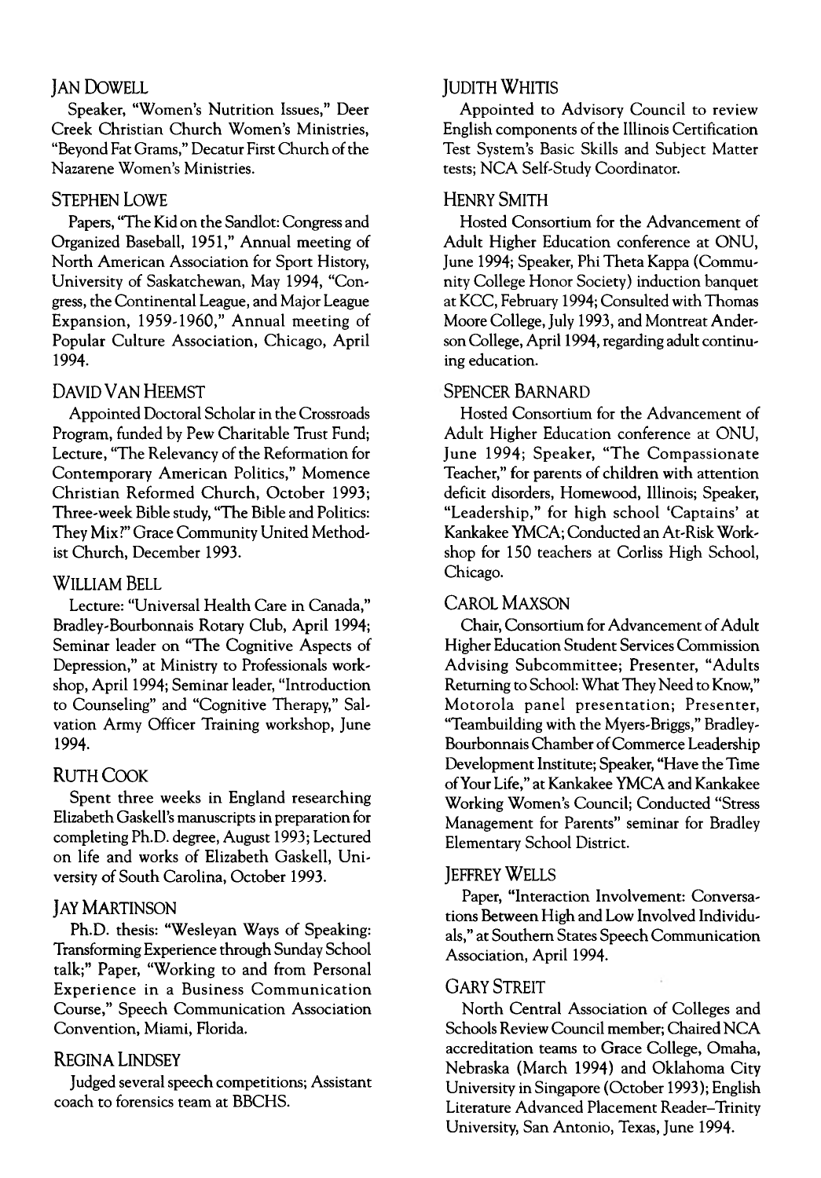### Jan Dowell

Speaker, "Women's Nutrition Issues," Deer Creek Christian Church Women's Ministries, "Beyond Fat Grams," Decatur First Church of the Nazarene Women's Ministries.

### Stephen Lowe

Papers, "The Kid on the Sandlot: Congress and Organized Baseball, 1951," Annual meeting of North American Association for Sport History, University of Saskatchewan, May 1994, "Congress, the Continental League, and Major League Expansion, 1959-1960," Annual meeting of Popular Culture Association, Chicago, April 1994.

### David Van Heemst

Appointed Doctoral Scholar in the Crossroads Program, funded by Pew Charitable Trust Fund; Lecture, "The Relevancy of the Reformation for Contemporary American Politics," Momence Christian Reformed Church, October 1993; Three-week Bible study, "The Bible and Politics: They Mix?" Grace Community United Methodist Church, December 1993.

### William Bell

Lecture: "Universal Health Care in Canada," Bradley-Bourbonnais Rotary Club, April 1994; Seminar leader on "The Cognitive Aspects of Depression," at Ministry to Professionals workshop, April 1994; Seminar leader, "Introduction to Counseling" and "Cognitive Therapy," Salvation Army Officer Training workshop, June 1994.

### Ruth Cook

Spent three weeks in England researching Elizabeth Gaskell's manuscripts in preparation for completing Ph.D. degree, August 1993; Lectured on life and works of Elizabeth Gaskell, University of South Carolina, October 1993.

### Jay Martinson

Ph.D. thesis: "Wesleyan Ways of Speaking: Transforming Experience through Sunday School talk;" Paper, "Working to and from Personal Experience in a Business Communication Course," Speech Communication Association Convention, Miami, Florida.

### Regina Lindsey

Judged several speech competitions; Assistant coach to forensics team at BBCHS.

### Judith Whitis

Appointed to Advisory Council to review English components of the Illinois Certification Test System's Basic Skills and Subject Matter tests; NCA Self-Study Coordinator.

### Henry Smith

Hosted Consortium for the Advancement of Adult Higher Education conference at ONU, June 1994; Speaker, Phi Theta Kappa (Community College Honor Society) induction banquet at KCC, February 1994; Consulted with Thomas Moore College, July 1993, and Montreat Anderson College, April 1994, regarding adult continuing education.

### Spencer Barnard

Hosted Consortium for the Advancement of Adult Higher Education conference at ONU, June 1994; Speaker, "The Compassionate Teacher," for parents of children with attention deficit disorders, Homewood, Illinois; Speaker, "Leadership," for high school 'Captains' at Kankakee YMCA; Conducted an At-Risk Workshop for 150 teachers at Corliss High School, Chicago.

### Carol Maxson

Chair, Consortium for Advancement of Adult Higher Education Student Services Commission Advising Subcommittee; Presenter, "Adults Returning to School: What They Need to Know," Motorola panel presentation; Presenter, "Teambuilding with the Myers-Briggs," Bradley-Bourbonnais Chamber of Commerce Leadership Development Institute; Speaker, "Have the Time of Your Life," at Kankakee YMCA and Kankakee Working Women's Council; Conducted "Stress Management for Parents" seminar for Bradley Elementary School District.

### Jeffrey Wells

Paper, "Interaction Involvement: Conversations Between High and Low Involved Individuals," at Southern States Speech Communication Association, April 1994.

### Gary Streit

North Central Association of Colleges and Schools Review Council member; Chaired NCA accreditation teams to Grace College, Omaha, Nebraska (March 1994) and Oklahoma City University in Singapore (October 1993); English Literature Advanced Placement Reader–Trinity University, San Antonio, Texas, June 1994.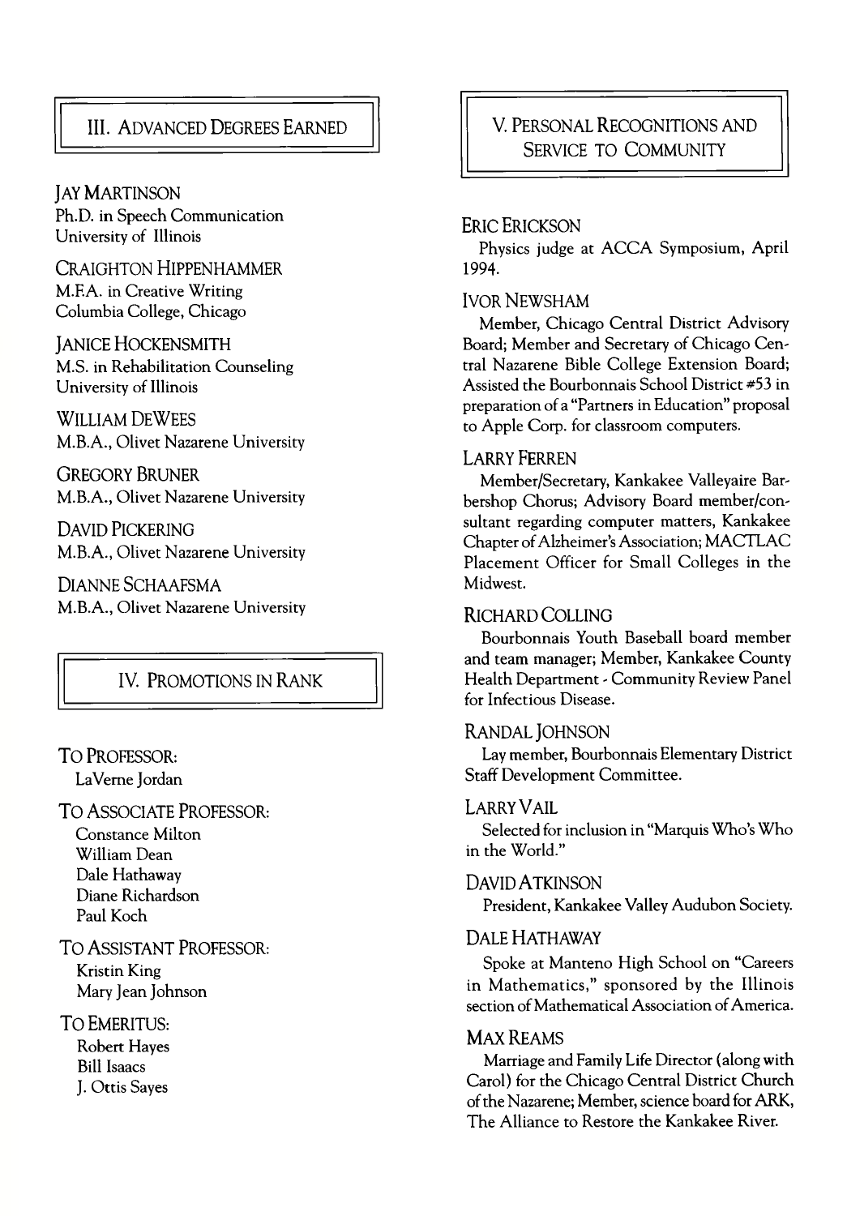## III. Advanced Degrees Earned

**JAY MARTINSON**
Ph.D. in Speech Communication
University of Illinois

**CRAIGHTON HIPPENHAMMER**
M.F.A. in Creative Writing
Columbia College, Chicago

**JANICE HOCKENSMITH**
M.S. in Rehabilitation Counseling
University of Illinois

**WILLIAM DEWEES**
M.B.A., Olivet Nazarene University

**GREGORY BRUNER**
M.B.A., Olivet Nazarene University

**DAVID PICKERING**
M.B.A., Olivet Nazarene University

**DIANNE SCHAAFSMA**
M.B.A., Olivet Nazarene University

## IV. Promotions in Rank

**TO PROFESSOR:**
- LaVerne Jordan

**TO ASSOCIATE PROFESSOR:**
- Constance Milton
- William Dean
- Dale Hathaway
- Diane Richardson
- Paul Koch

**TO ASSISTANT PROFESSOR:**
- Kristin King
- Mary Jean Johnson

**TO EMERITUS:**
- Robert Hayes
- Bill Isaacs
- J. Ottis Sayes

## V. Personal Recognitions and Service to Community

**ERIC ERICKSON**
Physics judge at ACCA Symposium, April 1994.

**IVOR NEWSHAM**
Member, Chicago Central District Advisory Board; Member and Secretary of Chicago Central Nazarene Bible College Extension Board; Assisted the Bourbonnais School District #53 in preparation of a "Partners in Education" proposal to Apple Corp. for classroom computers.

**LARRY FERREN**
Member/Secretary, Kankakee Valleyaire Barbershop Chorus; Advisory Board member/consultant regarding computer matters, Kankakee Chapter of Alzheimer's Association; MACTLAC Placement Officer for Small Colleges in the Midwest.

**RICHARD COLLING**
Bourbonnais Youth Baseball board member and team manager; Member, Kankakee County Health Department - Community Review Panel for Infectious Disease.

**RANDAL JOHNSON**
Lay member, Bourbonnais Elementary District Staff Development Committee.

**LARRY VAIL**
Selected for inclusion in "Marquis Who's Who in the World."

**DAVID ATKINSON**
President, Kankakee Valley Audubon Society.

**DALE HATHAWAY**
Spoke at Manteno High School on "Careers in Mathematics," sponsored by the Illinois section of Mathematical Association of America.

**MAX REAMS**
Marriage and Family Life Director (along with Carol) for the Chicago Central District Church of the Nazarene; Member, science board for ARK, The Alliance to Restore the Kankakee River.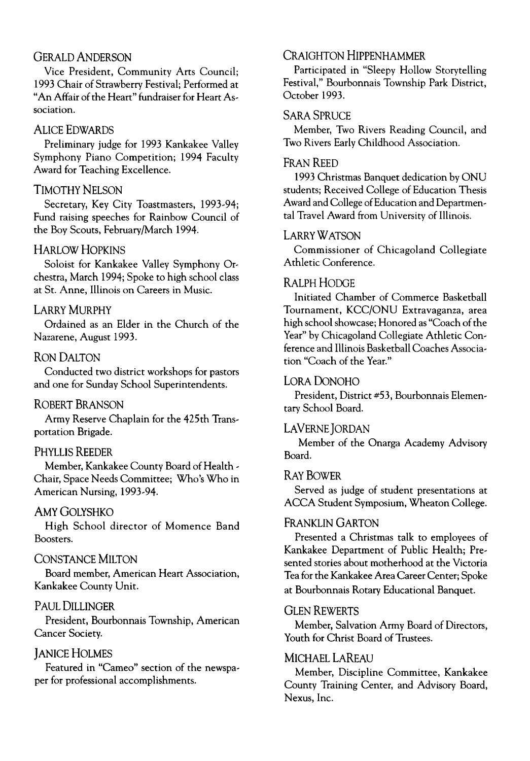### Gerald Anderson

Vice President, Community Arts Council; 1993 Chair of Strawberry Festival; Performed at "An Affair of the Heart" fundraiser for Heart Association.

### Alice Edwards

Preliminary judge for 1993 Kankakee Valley Symphony Piano Competition; 1994 Faculty Award for Teaching Excellence.

### Timothy Nelson

Secretary, Key City Toastmasters, 1993-94; Fund raising speeches for Rainbow Council of the Boy Scouts, February/March 1994.

### Harlow Hopkins

Soloist for Kankakee Valley Symphony Orchestra, March 1994; Spoke to high school class at St. Anne, Illinois on Careers in Music.

### Larry Murphy

Ordained as an Elder in the Church of the Nazarene, August 1993.

### Ron Dalton

Conducted two district workshops for pastors and one for Sunday School Superintendents.

### Robert Branson

Army Reserve Chaplain for the 425th Transportation Brigade.

### Phyllis Reeder

Member, Kankakee County Board of Health - Chair, Space Needs Committee; Who's Who in American Nursing, 1993-94.

### Amy Golyshko

High School director of Momence Band Boosters.

### Constance Milton

Board member, American Heart Association, Kankakee County Unit.

### Paul Dillinger

President, Bourbonnais Township, American Cancer Society.

### Janice Holmes

Featured in "Cameo" section of the newspaper for professional accomplishments.

### Craighton Hippenhammer

Participated in "Sleepy Hollow Storytelling Festival," Bourbonnais Township Park District, October 1993.

### Sara Spruce

Member, Two Rivers Reading Council, and Two Rivers Early Childhood Association.

### Fran Reed

1993 Christmas Banquet dedication by ONU students; Received College of Education Thesis Award and College of Education and Departmental Travel Award from University of Illinois.

### Larry Watson

Commissioner of Chicagoland Collegiate Athletic Conference.

### Ralph Hodge

Initiated Chamber of Commerce Basketball Tournament, KCC/ONU Extravaganza, area high school showcase; Honored as "Coach of the Year" by Chicagoland Collegiate Athletic Conference and Illinois Basketball Coaches Association "Coach of the Year."

### Lora Donoho

President, District #53, Bourbonnais Elementary School Board.

### LaVerne Jordan

Member of the Onarga Academy Advisory Board.

### Ray Bower

Served as judge of student presentations at ACCA Student Symposium, Wheaton College.

### Franklin Garton

Presented a Christmas talk to employees of Kankakee Department of Public Health; Presented stories about motherhood at the Victoria Tea for the Kankakee Area Career Center; Spoke at Bourbonnais Rotary Educational Banquet.

### Glen Rewerts

Member, Salvation Army Board of Directors, Youth for Christ Board of Trustees.

### Michael LaReau

Member, Discipline Committee, Kankakee County Training Center, and Advisory Board, Nexus, Inc.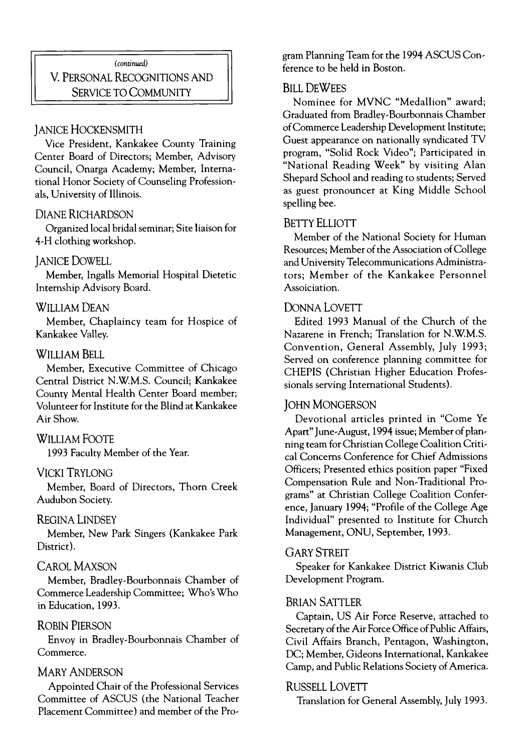*(continued)*

## V. Personal Recognitions and Service to Community

### Janice Hockensmith

Vice President, Kankakee County Training Center Board of Directors; Member, Advisory Council, Onarga Academy; Member, International Honor Society of Counseling Professionals, University of Illinois.

### Diane Richardson

Organized local bridal seminar; Site liaison for 4-H clothing workshop.

### Janice Dowell

Member, Ingalls Memorial Hospital Dietetic Internship Advisory Board.

### William Dean

Member, Chaplaincy team for Hospice of Kankakee Valley.

### William Bell

Member, Executive Committee of Chicago Central District N.W.M.S. Council; Kankakee County Mental Health Center Board member; Volunteer for Institute for the Blind at Kankakee Air Show.

### William Foote

1993 Faculty Member of the Year.

### Vicki Trylong

Member, Board of Directors, Thorn Creek Audubon Society.

### Regina Lindsey

Member, New Park Singers (Kankakee Park District).

### Carol Maxson

Member, Bradley-Bourbonnais Chamber of Commerce Leadership Committee; Who's Who in Education, 1993.

### Robin Pierson

Envoy in Bradley-Bourbonnais Chamber of Commerce.

### Mary Anderson

Appointed Chair of the Professional Services Committee of ASCUS (the National Teacher Placement Committee) and member of the Program Planning Team for the 1994 ASCUS Conference to be held in Boston.

### Bill DeWees

Nominee for MVNC "Medallion" award; Graduated from Bradley-Bourbonnais Chamber of Commerce Leadership Development Institute; Guest appearance on nationally syndicated TV program, "Solid Rock Video"; Participated in "National Reading Week" by visiting Alan Shepard School and reading to students; Served as guest pronouncer at King Middle School spelling bee.

### Betty Elliott

Member of the National Society for Human Resources; Member of the Association of College and University Telecommunications Administrators; Member of the Kankakee Personnel Assoiciation.

### Donna Lovett

Edited 1993 Manual of the Church of the Nazarene in French; Translation for N.W.M.S. Convention, General Assembly, July 1993; Served on conference planning committee for CHEPIS (Christian Higher Education Professionals serving International Students).

### John Mongerson

Devotional articles printed in "Come Ye Apart" June-August, 1994 issue; Member of planning team for Christian College Coalition Critical Concerns Conference for Chief Admissions Officers; Presented ethics position paper "Fixed Compensation Rule and Non-Traditional Programs" at Christian College Coalition Conference, January 1994; "Profile of the College Age Individual" presented to Institute for Church Management, ONU, September, 1993.

### Gary Streit

Speaker for Kankakee District Kiwanis Club Development Program.

### Brian Sattler

Captain, US Air Force Reserve, attached to Secretary of the Air Force Office of Public Affairs, Civil Affairs Branch, Pentagon, Washington, DC; Member, Gideons International, Kankakee Camp, and Public Relations Society of America.

### Russell Lovett

Translation for General Assembly, July 1993.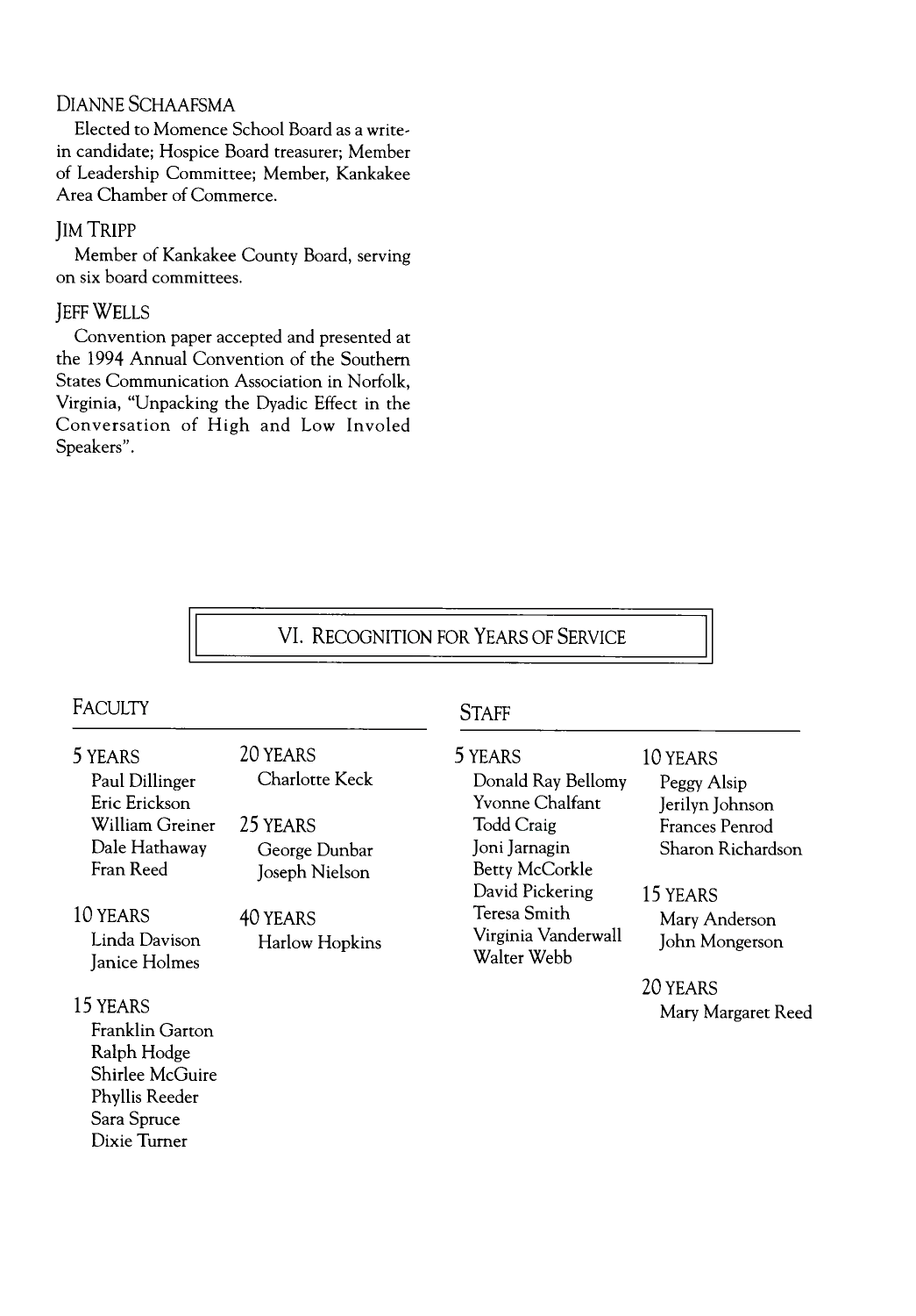### Dianne Schaafsma

Elected to Momence School Board as a write-in candidate; Hospice Board treasurer; Member of Leadership Committee; Member, Kankakee Area Chamber of Commerce.

### Jim Tripp

Member of Kankakee County Board, serving on six board committees.

### Jeff Wells

Convention paper accepted and presented at the 1994 Annual Convention of the Southern States Communication Association in Norfolk, Virginia, "Unpacking the Dyadic Effect in the Conversation of High and Low Involed Speakers".

## VI. Recognition for Years of Service

### Faculty

**5 Years**
- Paul Dillinger
- Eric Erickson
- William Greiner
- Dale Hathaway
- Fran Reed

**10 Years**
- Linda Davison
- Janice Holmes

**15 Years**
- Franklin Garton
- Ralph Hodge
- Shirlee McGuire
- Phyllis Reeder
- Sara Spruce
- Dixie Turner

**20 Years**
- Charlotte Keck

**25 Years**
- George Dunbar
- Joseph Nielson

**40 Years**
- Harlow Hopkins

### Staff

**5 Years**
- Donald Ray Bellomy
- Yvonne Chalfant
- Todd Craig
- Joni Jarnagin
- Betty McCorkle
- David Pickering
- Teresa Smith
- Virginia Vanderwall
- Walter Webb

**10 Years**
- Peggy Alsip
- Jerilyn Johnson
- Frances Penrod
- Sharon Richardson

**15 Years**
- Mary Anderson
- John Mongerson

**20 Years**
- Mary Margaret Reed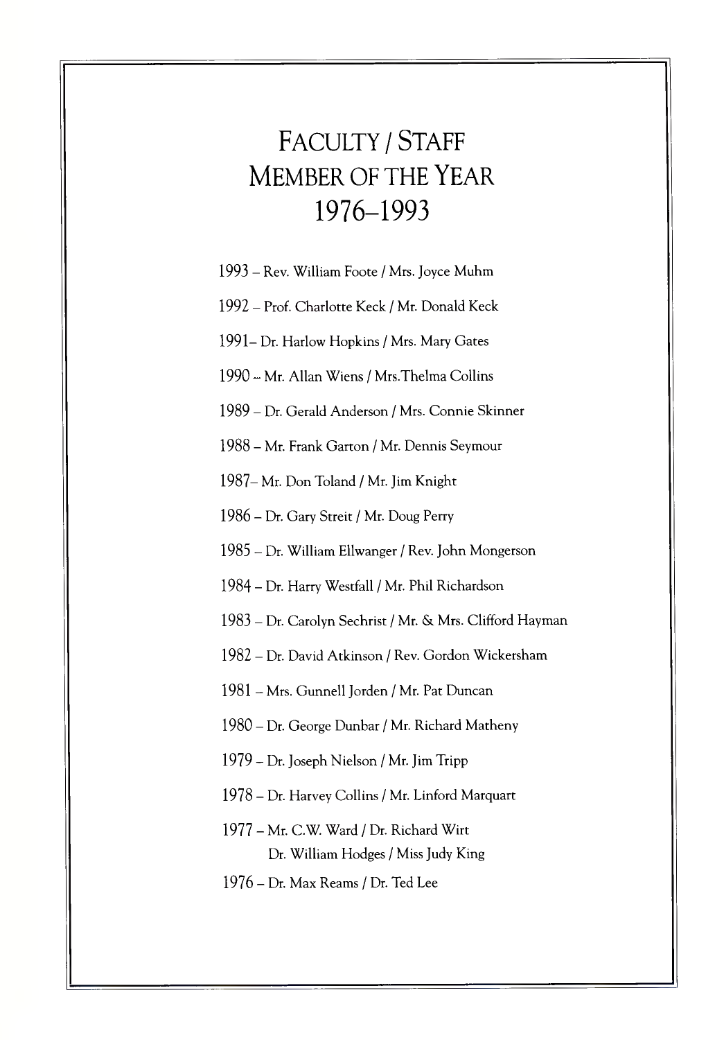# FACULTY / STAFF MEMBER OF THE YEAR 1976–1993

1993 – Rev. William Foote / Mrs. Joyce Muhm

1992 – Prof. Charlotte Keck / Mr. Donald Keck

1991– Dr. Harlow Hopkins / Mrs. Mary Gates

1990 – Mr. Allan Wiens / Mrs.Thelma Collins

1989 – Dr. Gerald Anderson / Mrs. Connie Skinner

1988 – Mr. Frank Garton / Mr. Dennis Seymour

1987– Mr. Don Toland / Mr. Jim Knight

1986 – Dr. Gary Streit / Mr. Doug Perry

1985 – Dr. William Ellwanger / Rev. John Mongerson

1984 – Dr. Harry Westfall / Mr. Phil Richardson

1983 – Dr. Carolyn Sechrist / Mr. & Mrs. Clifford Hayman

1982 – Dr. David Atkinson / Rev. Gordon Wickersham

1981 – Mrs. Gunnell Jorden / Mr. Pat Duncan

1980 – Dr. George Dunbar / Mr. Richard Matheny

1979 – Dr. Joseph Nielson / Mr. Jim Tripp

1978 – Dr. Harvey Collins / Mr. Linford Marquart

1977 – Mr. C.W. Ward / Dr. Richard Wirt
Dr. William Hodges / Miss Judy King

1976 – Dr. Max Reams / Dr. Ted Lee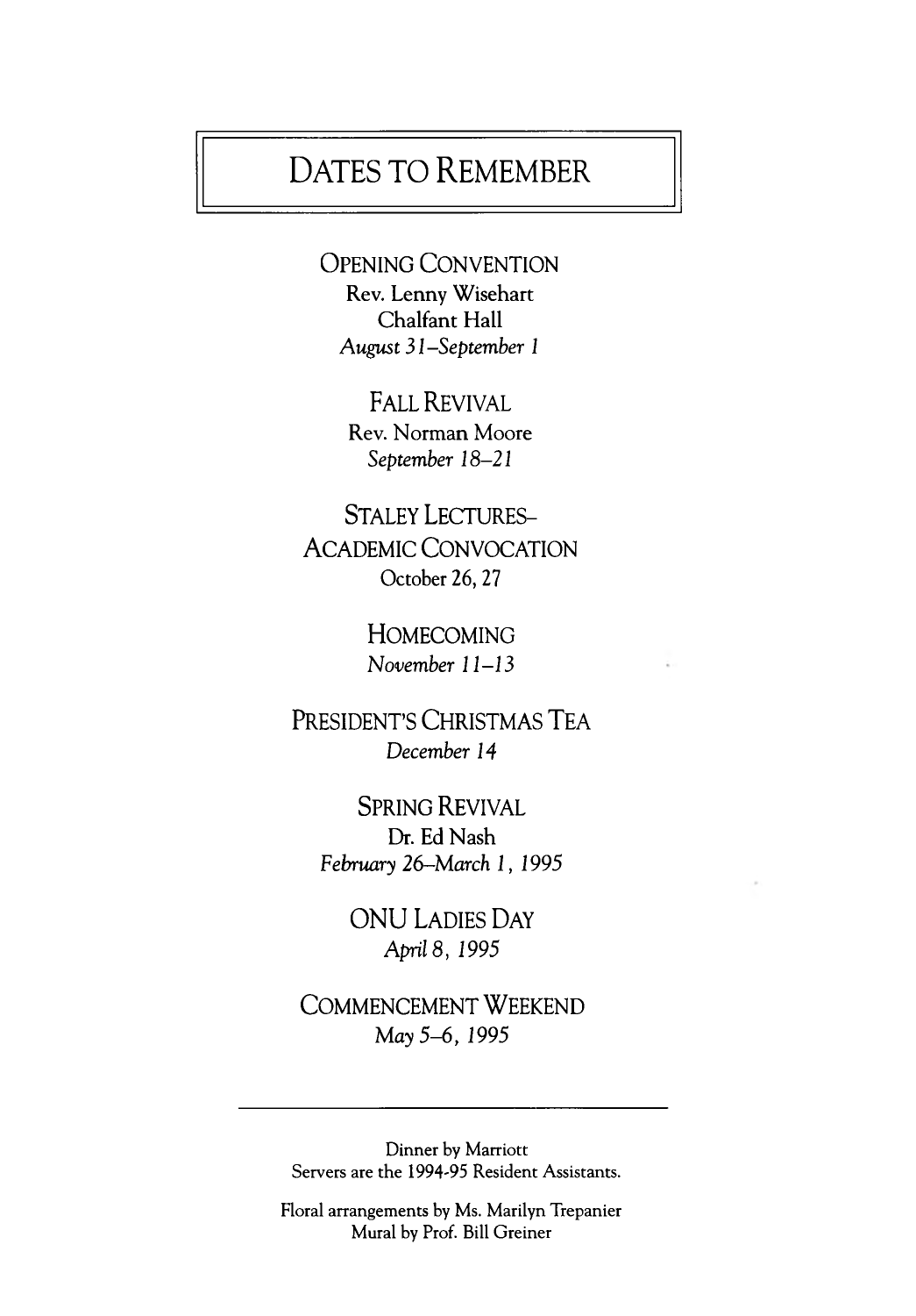# DATES TO REMEMBER

**OPENING CONVENTION**
Rev. Lenny Wisehart
Chalfant Hall
*August 31–September 1*

**FALL REVIVAL**
Rev. Norman Moore
*September 18–21*

**STALEY LECTURES–**
**ACADEMIC CONVOCATION**
October 26, 27

**HOMECOMING**
*November 11–13*

**PRESIDENT'S CHRISTMAS TEA**
*December 14*

**SPRING REVIVAL**
Dr. Ed Nash
*February 26–March 1, 1995*

**ONU LADIES DAY**
*April 8, 1995*

**COMMENCEMENT WEEKEND**
*May 5–6, 1995*

---

Dinner by Marriott
Servers are the 1994-95 Resident Assistants.

Floral arrangements by Ms. Marilyn Trepanier
Mural by Prof. Bill Greiner